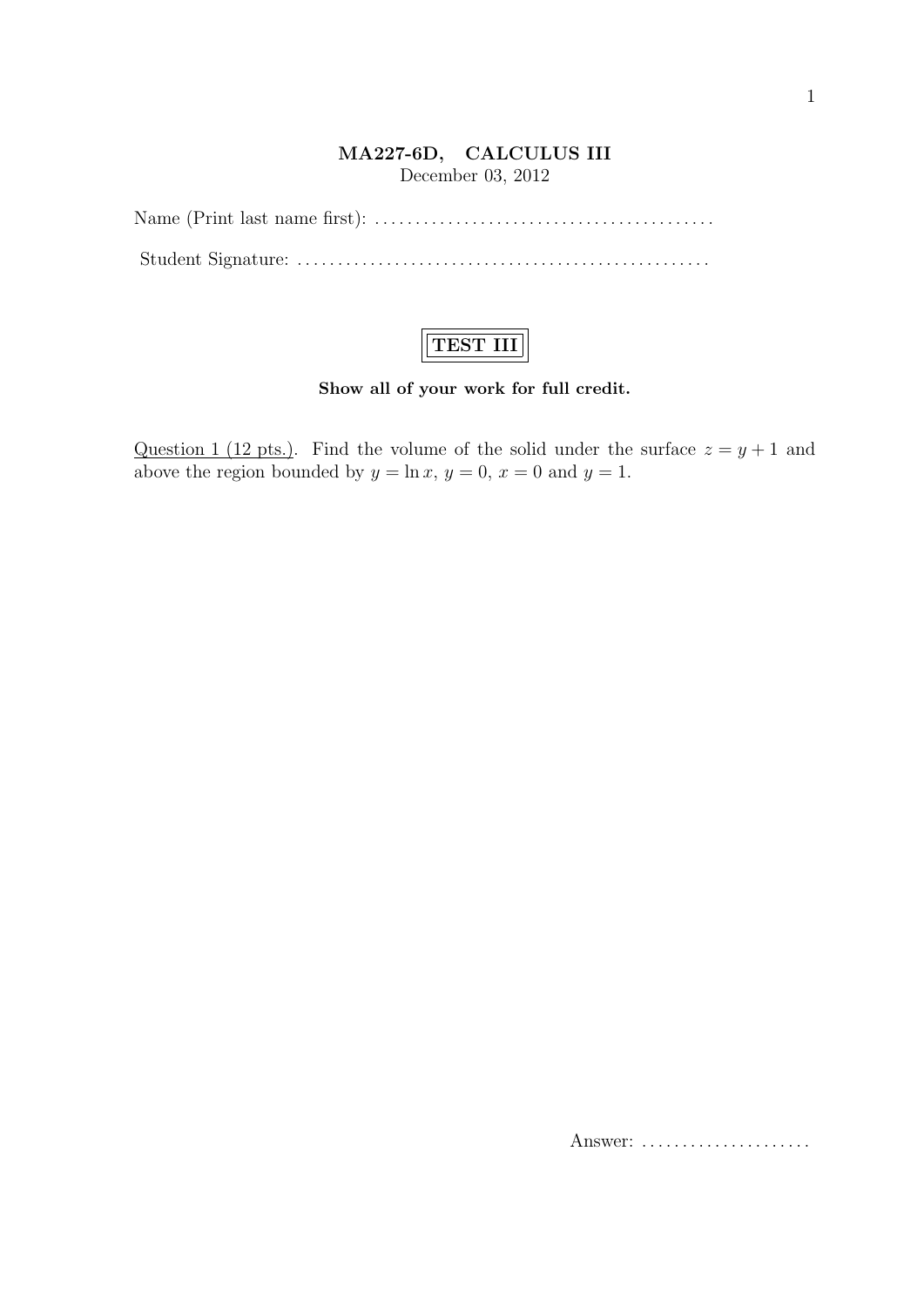**MA227-6D, CALCULUS III**

December 03, 2012

Name (Print last name first): ..........................................

Student Signature: ..................................................

**TEST III**

**Show all of your work for full credit.**

Question 1 (12 pts.). Find the volume of the solid under the surface $z = y + 1$ and above the region bounded by $y = \ln x$, $y = 0$, $x = 0$ and $y = 1$.

Answer: .....................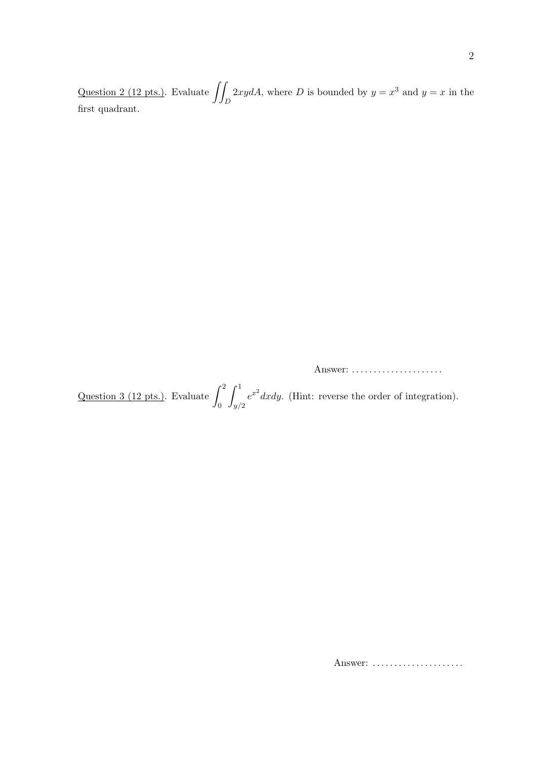Question 2 (12 pts.). Evaluate $\iint_D 2xy dA$, where $D$ is bounded by $y = x^3$ and $y = x$ in the first quadrant.

Answer: .....................

Question 3 (12 pts.). Evaluate $\int_0^2 \int_{y/2}^1 e^{x^2} dx dy$. (Hint: reverse the order of integration).

Answer: .....................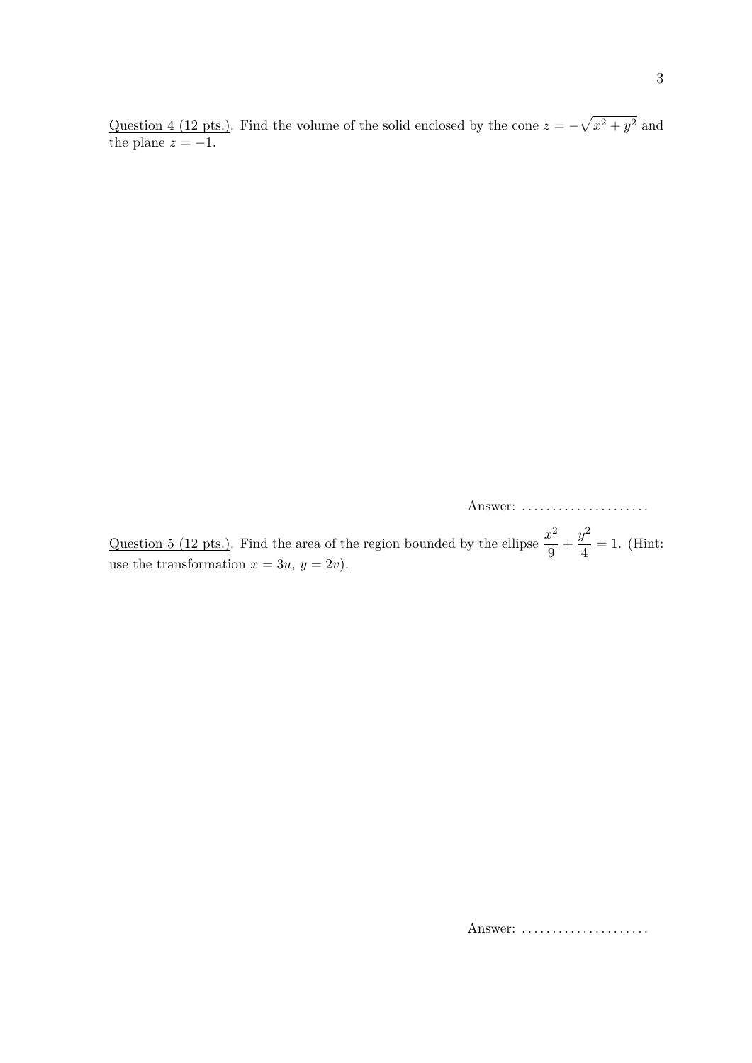<u>Question 4 (12 pts.)</u>. Find the volume of the solid enclosed by the cone $z = -\sqrt{x^2 + y^2}$ and the plane $z = -1$.

Answer: .....................

<u>Question 5 (12 pts.)</u>. Find the area of the region bounded by the ellipse $\dfrac{x^2}{9} + \dfrac{y^2}{4} = 1$. (Hint: use the transformation $x = 3u$, $y = 2v$).

Answer: .....................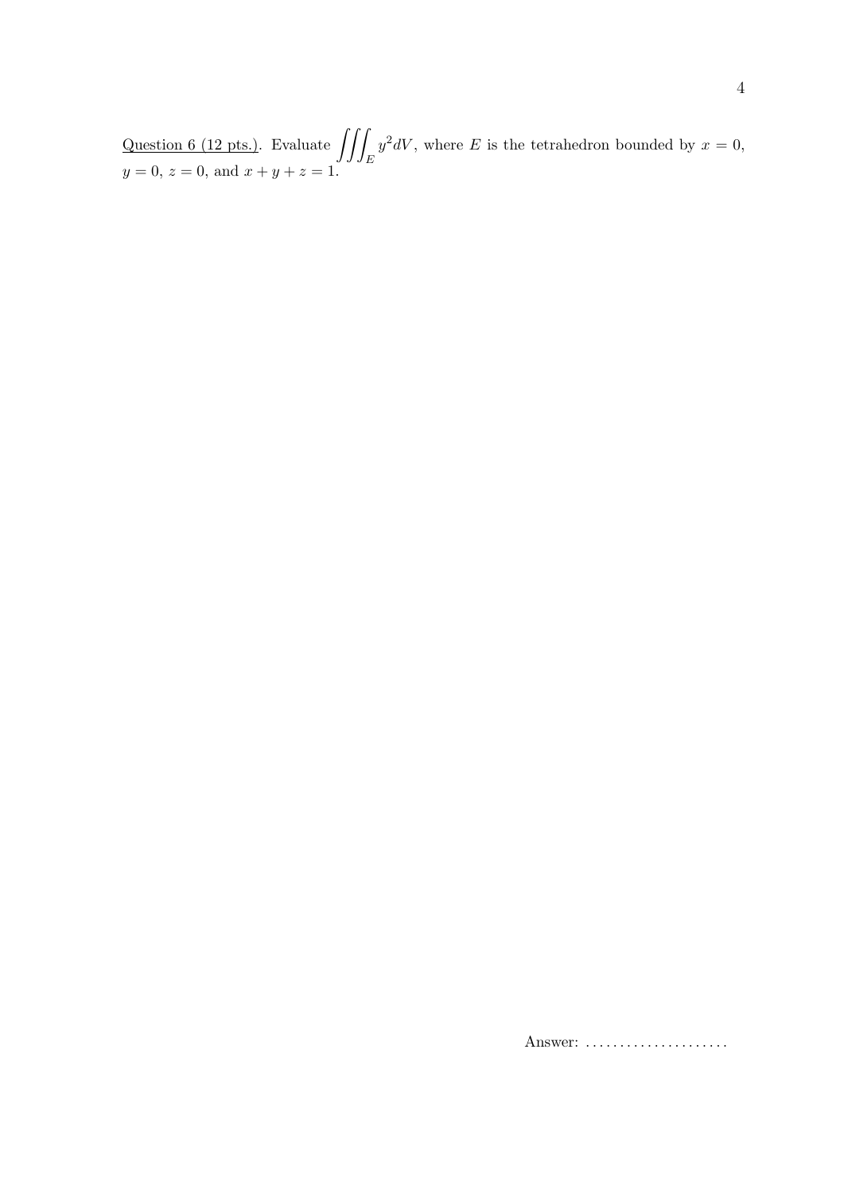<u>Question 6 (12 pts.)</u>. Evaluate $\iiint_E y^2 dV$, where $E$ is the tetrahedron bounded by $x = 0$, $y = 0$, $z = 0$, and $x + y + z = 1$.

Answer: ....................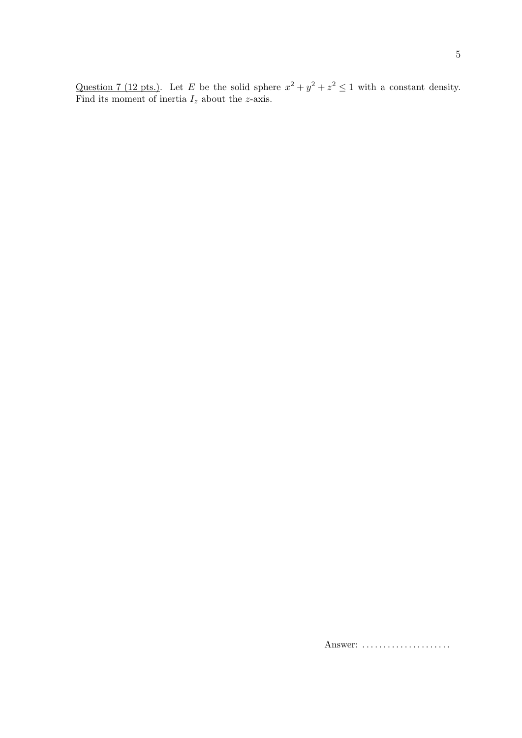<u>Question 7 (12 pts.)</u>. Let $E$ be the solid sphere $x^2 + y^2 + z^2 \leq 1$ with a constant density. Find its moment of inertia $I_z$ about the $z$-axis.

Answer: .....................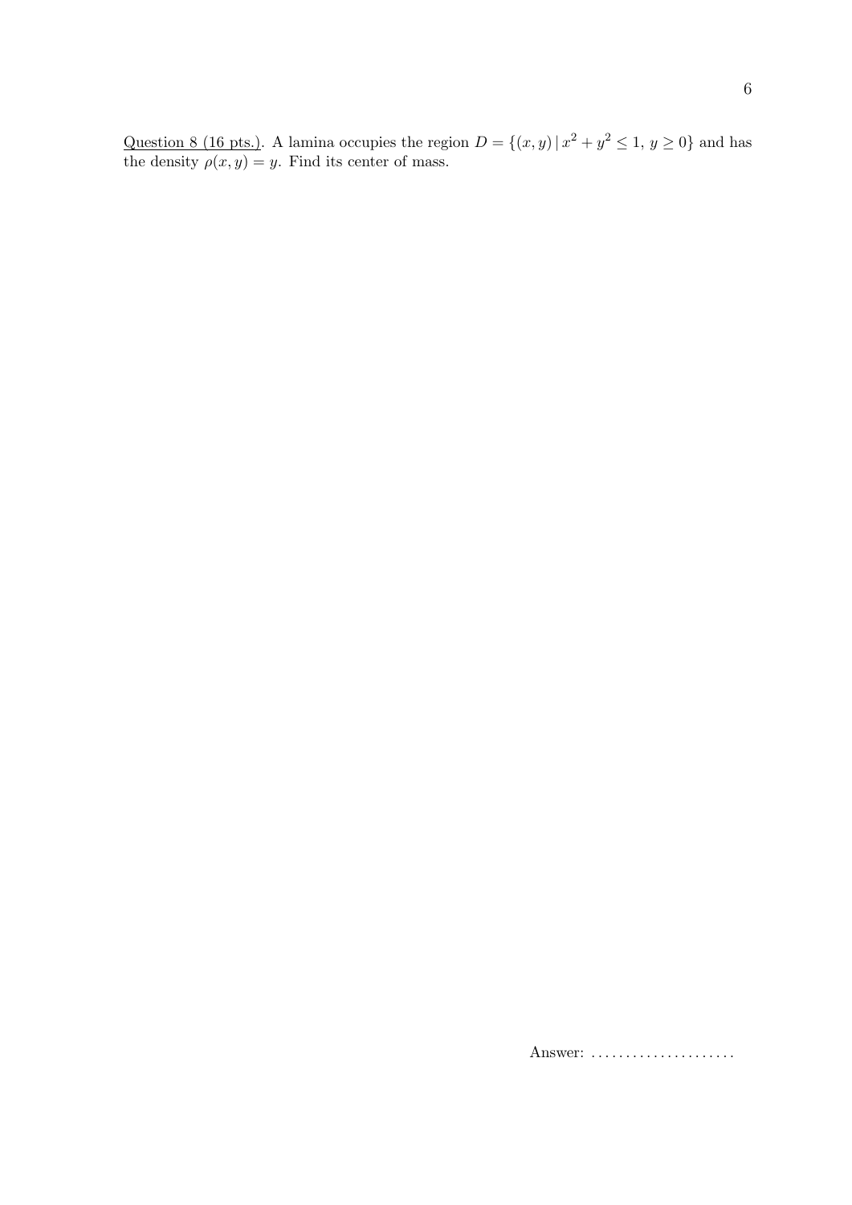Question 8 (16 pts.). A lamina occupies the region $D = \{(x, y) \,|\, x^2 + y^2 \leq 1,\, y \geq 0\}$ and has the density $\rho(x, y) = y$. Find its center of mass.

Answer: .....................